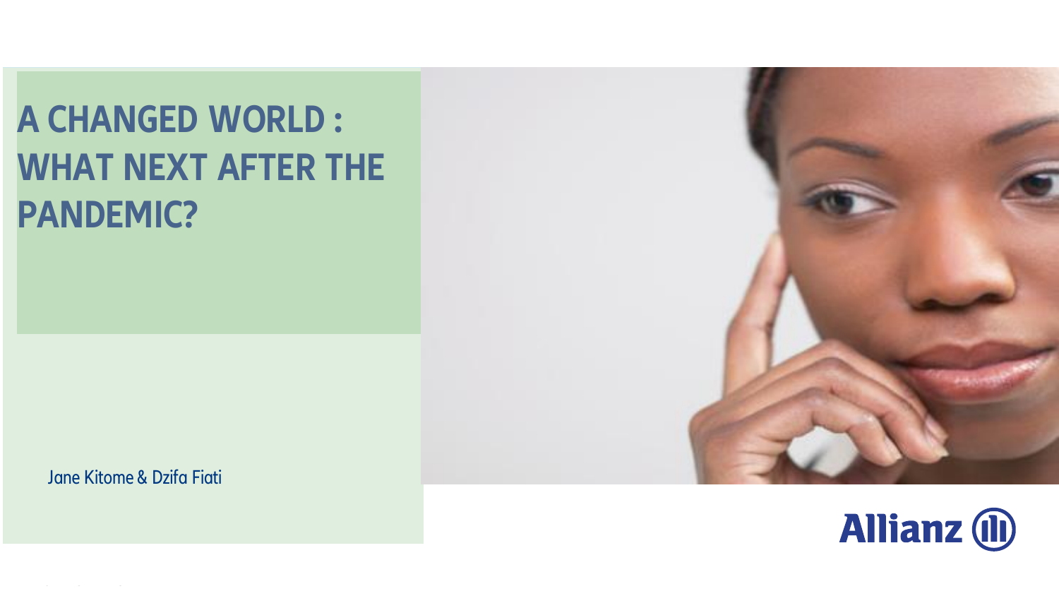# A CHANGED WORLD : WHAT NEXT AFTER THE PANDEMIC?

Jane Kitome & Dzifa Fiati

Allianz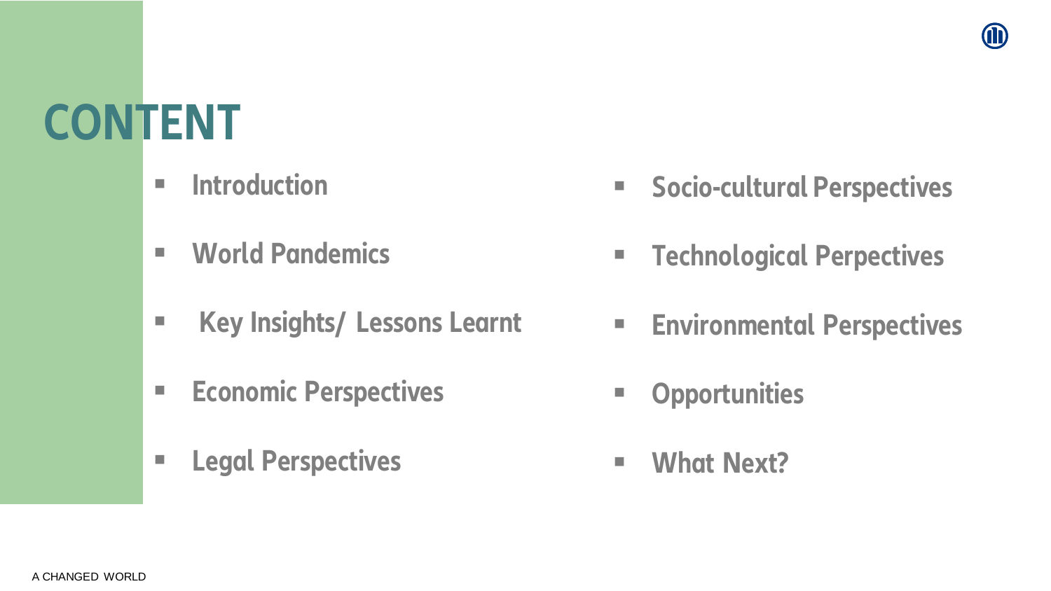# CONTENT

- Introduction
- World Pandemics
- Key Insights/ Lessons Learnt
- Economic Perspectives
- Legal Perspectives
- Socio-cultural Perspectives
- Technological Perpectives
- Environmental Perspectives
- Opportunities
- What Next?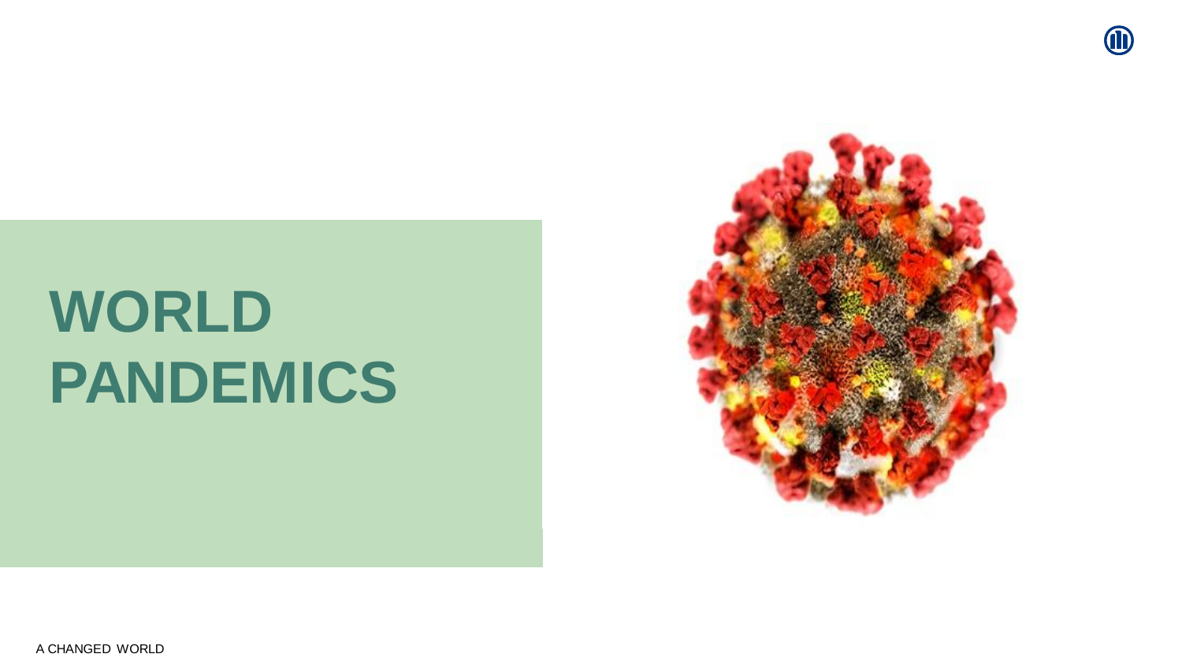# WORLD PANDEMICS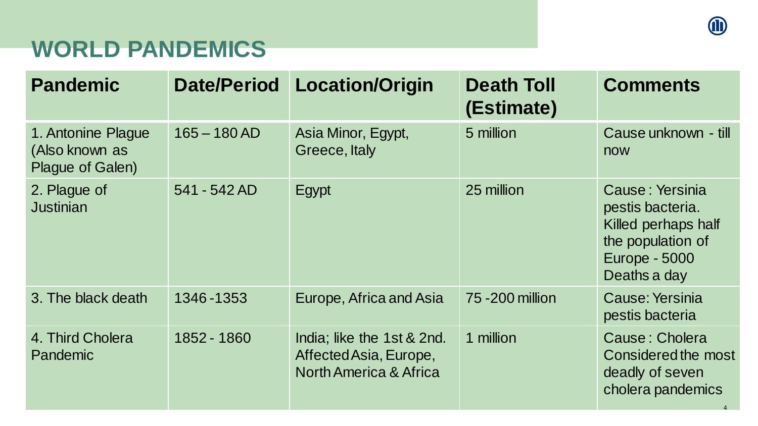# WORLD PANDEMICS

| Pandemic | Date/Period | Location/Origin | Death Toll (Estimate) | Comments |
|---|---|---|---|---|
| 1. Antonine Plague (Also known as Plague of Galen) | 165 – 180 AD | Asia Minor, Egypt, Greece, Italy | 5 million | Cause unknown - till now |
| 2. Plague of Justinian | 541 - 542 AD | Egypt | 25 million | Cause : Yersinia pestis bacteria. Killed perhaps half the population of Europe - 5000 Deaths a day |
| 3. The black death | 1346 -1353 | Europe, Africa and Asia | 75 -200 million | Cause: Yersinia pestis bacteria |
| 4. Third Cholera Pandemic | 1852 - 1860 | India; like the 1st & 2nd. Affected Asia, Europe, North America & Africa | 1 million | Cause : Cholera Considered the most deadly of seven cholera pandemics |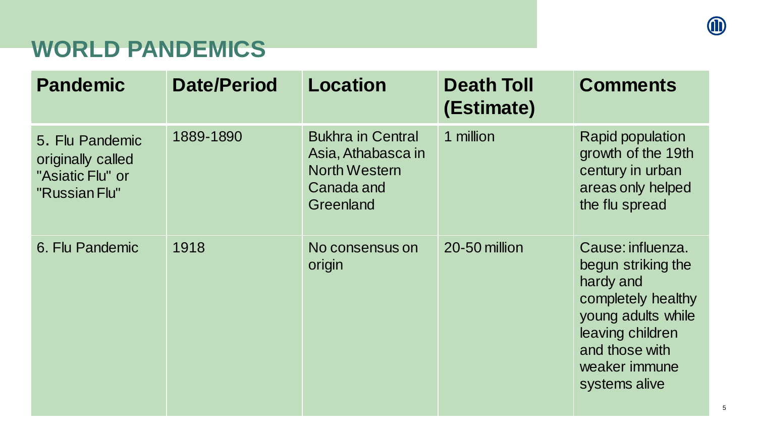# WORLD PANDEMICS

| Pandemic | Date/Period | Location | Death Toll (Estimate) | Comments |
| --- | --- | --- | --- | --- |
| 5. Flu Pandemic originally called "Asiatic Flu" or "Russian Flu" | 1889-1890 | Bukhra in Central Asia, Athabasca in North Western Canada and Greenland | 1 million | Rapid population growth of the 19th century in urban areas only helped the flu spread |
| 6. Flu Pandemic | 1918 | No consensus on origin | 20-50 million | Cause: influenza. begun striking the hardy and completely healthy young adults while leaving children and those with weaker immune systems alive |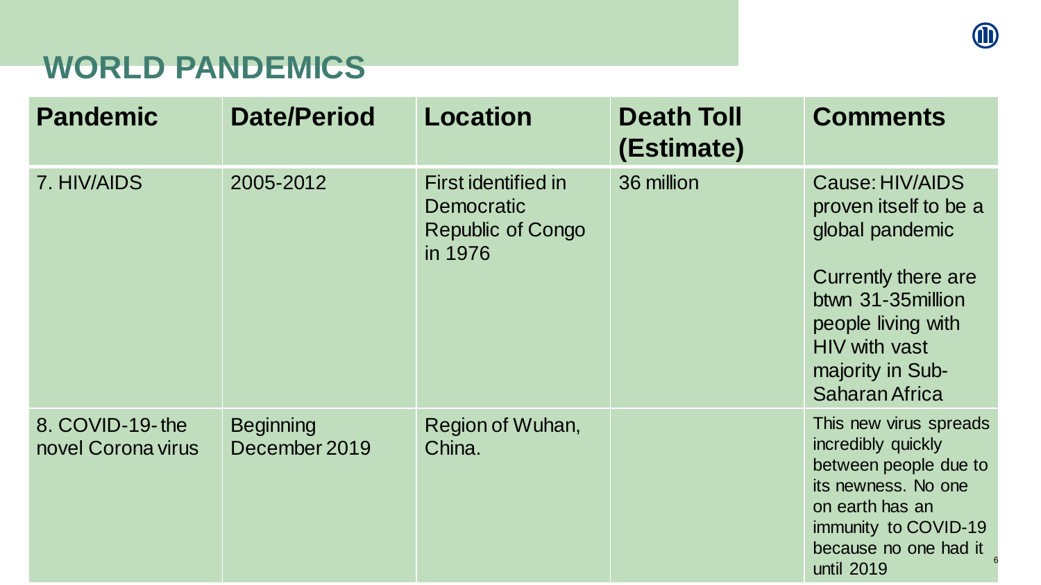# WORLD PANDEMICS

| Pandemic | Date/Period | Location | Death Toll (Estimate) | Comments |
| --- | --- | --- | --- | --- |
| 7. HIV/AIDS | 2005-2012 | First identified in Democratic Republic of Congo in 1976 | 36 million | Cause: HIV/AIDS proven itself to be a global pandemic<br><br>Currently there are btwn 31-35million people living with HIV with vast majority in Sub-Saharan Africa |
| 8. COVID-19- the novel Corona virus | Beginning December 2019 | Region of Wuhan, China. | | This new virus spreads incredibly quickly between people due to its newness. No one on earth has an immunity to COVID-19 because no one had it until 2019 |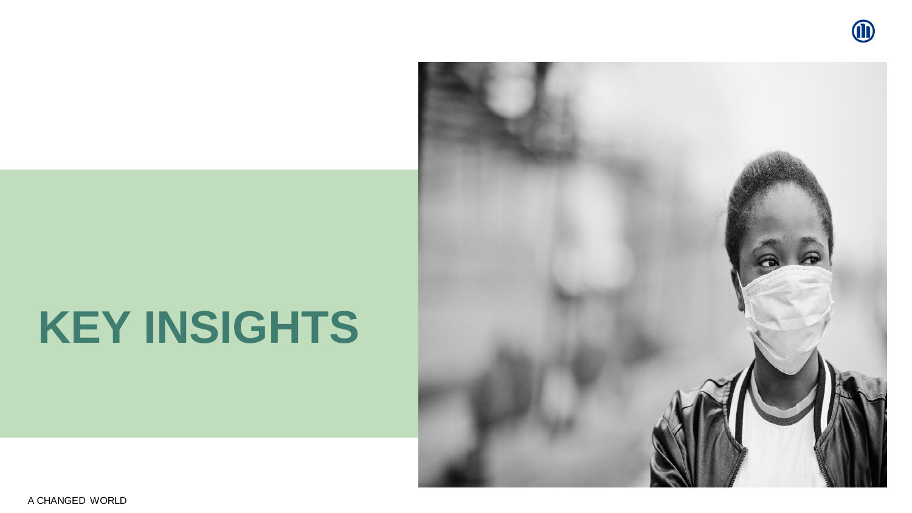# KEY INSIGHTS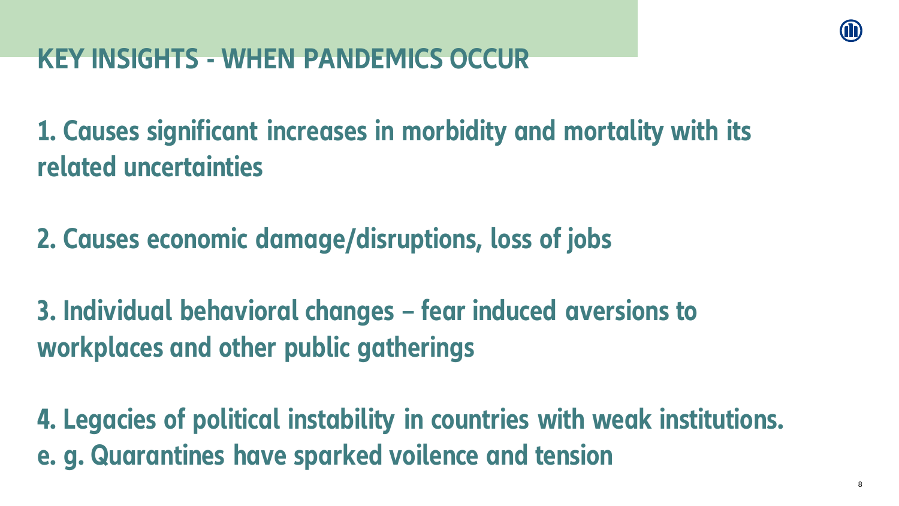# KEY INSIGHTS - WHEN PANDEMICS OCCUR

1. Causes significant increases in morbidity and mortality with its related uncertainties

2. Causes economic damage/disruptions, loss of jobs

3. Individual behavioral changes – fear induced aversions to workplaces and other public gatherings

4. Legacies of political instability in countries with weak institutions. e. g. Quarantines have sparked voilence and tension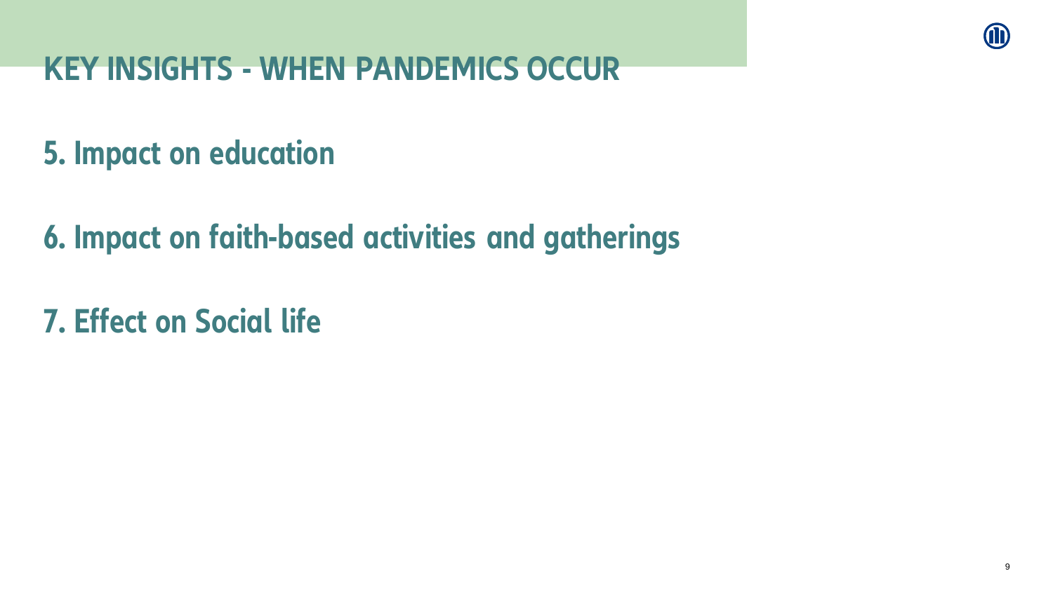# KEY INSIGHTS - WHEN PANDEMICS OCCUR

## 5. Impact on education

## 6. Impact on faith-based activities and gatherings

## 7. Effect on Social life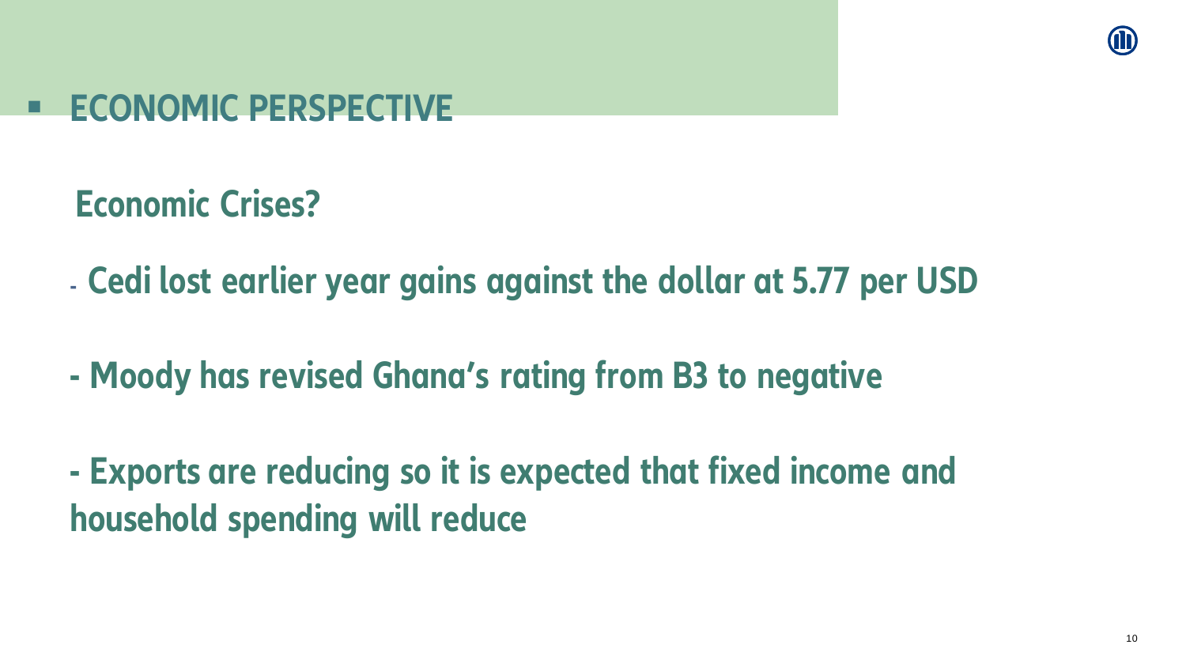# ECONOMIC PERSPECTIVE

## Economic Crises?

- Cedi lost earlier year gains against the dollar at 5.77 per USD

- Moody has revised Ghana's rating from B3 to negative

- Exports are reducing so it is expected that fixed income and household spending will reduce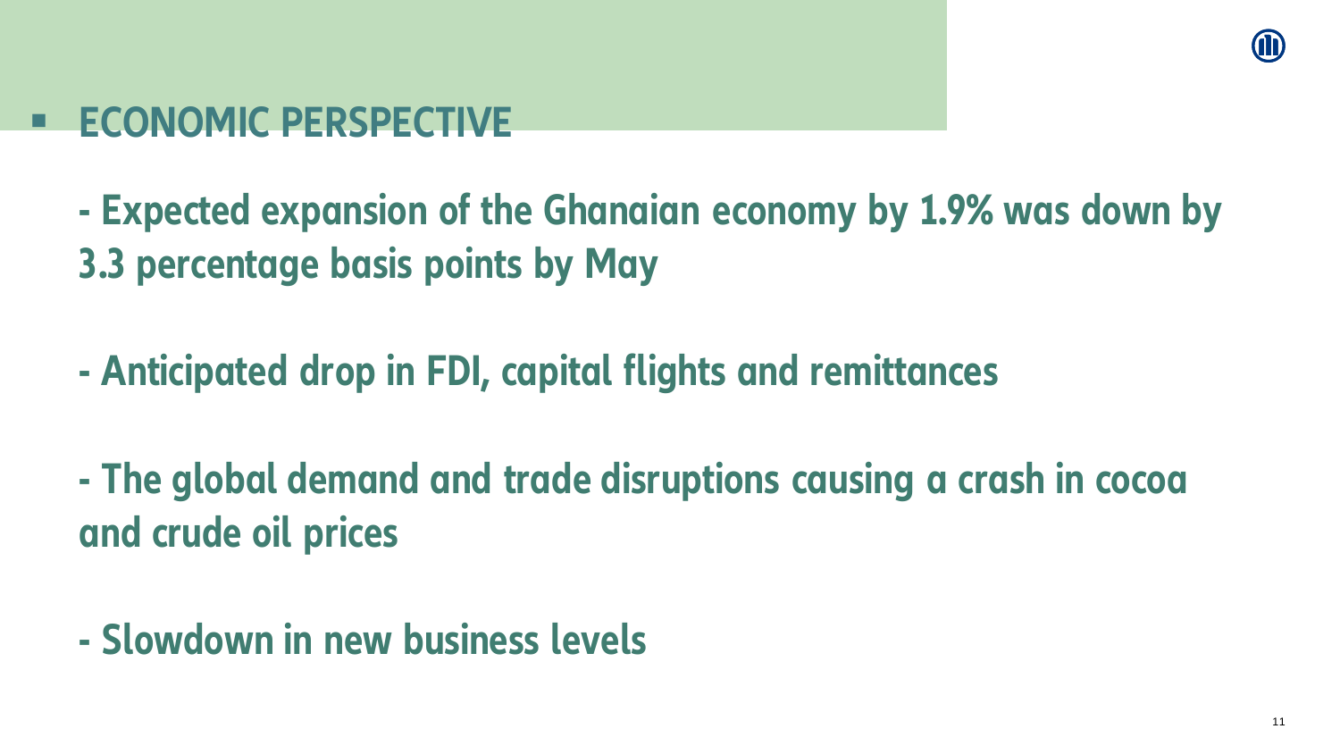## ECONOMIC PERSPECTIVE

- Expected expansion of the Ghanaian economy by 1.9% was down by 3.3 percentage basis points by May

- Anticipated drop in FDI, capital flights and remittances

- The global demand and trade disruptions causing a crash in cocoa and crude oil prices

- Slowdown in new business levels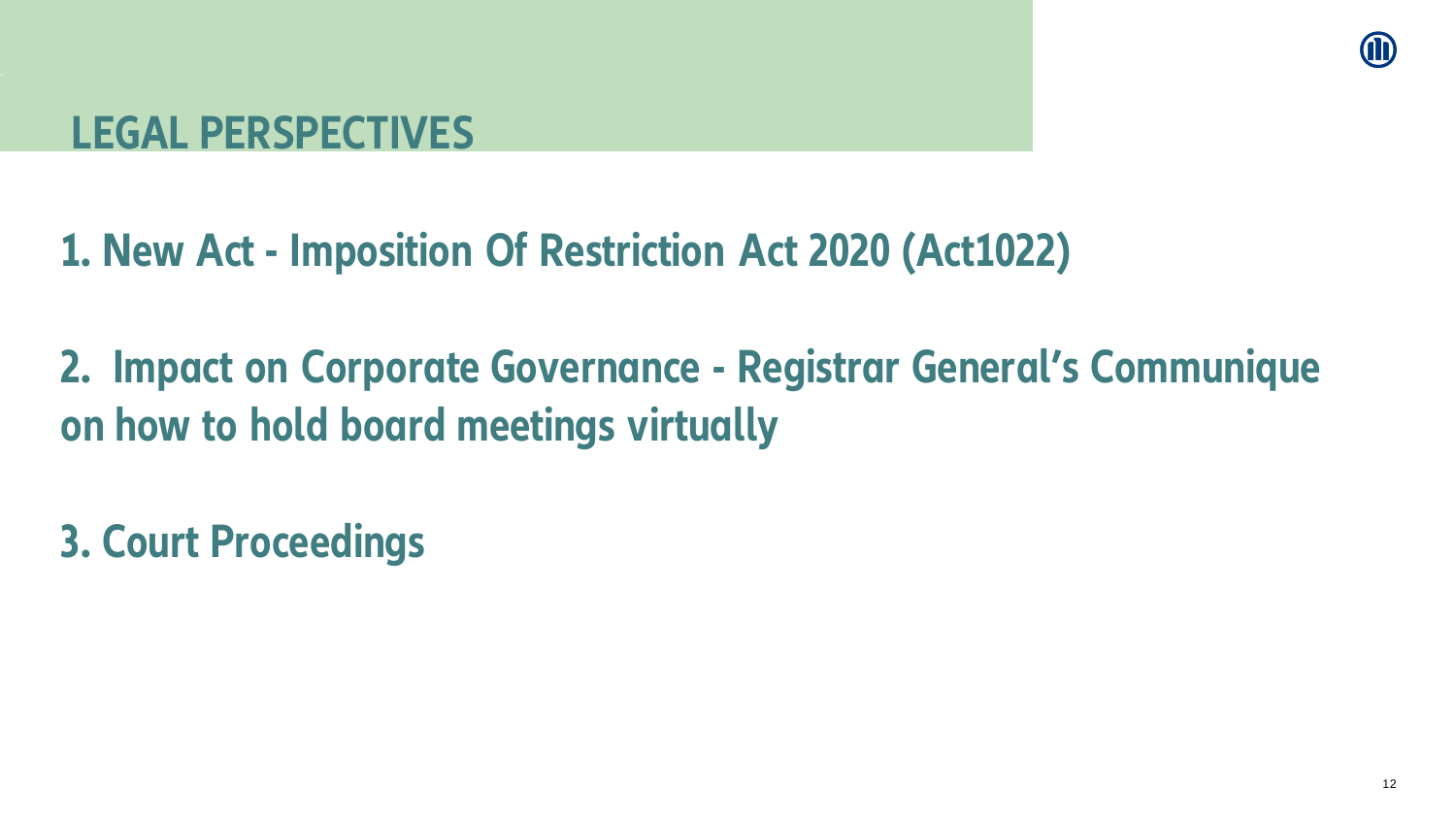# LEGAL PERSPECTIVES

1. New Act - Imposition Of Restriction Act 2020 (Act1022)

2. Impact on Corporate Governance - Registrar General's Communique on how to hold board meetings virtually

3. Court Proceedings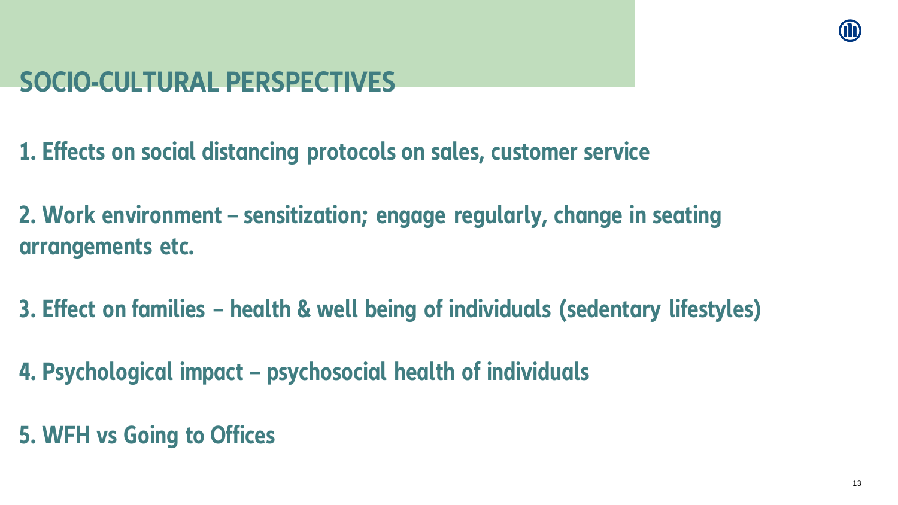# SOCIO-CULTURAL PERSPECTIVES

**1. Effects on social distancing protocols on sales, customer service**

**2. Work environment – sensitization; engage regularly, change in seating arrangements etc.**

**3. Effect on families – health & well being of individuals (sedentary lifestyles)**

**4. Psychological impact – psychosocial health of individuals**

**5. WFH vs Going to Offices**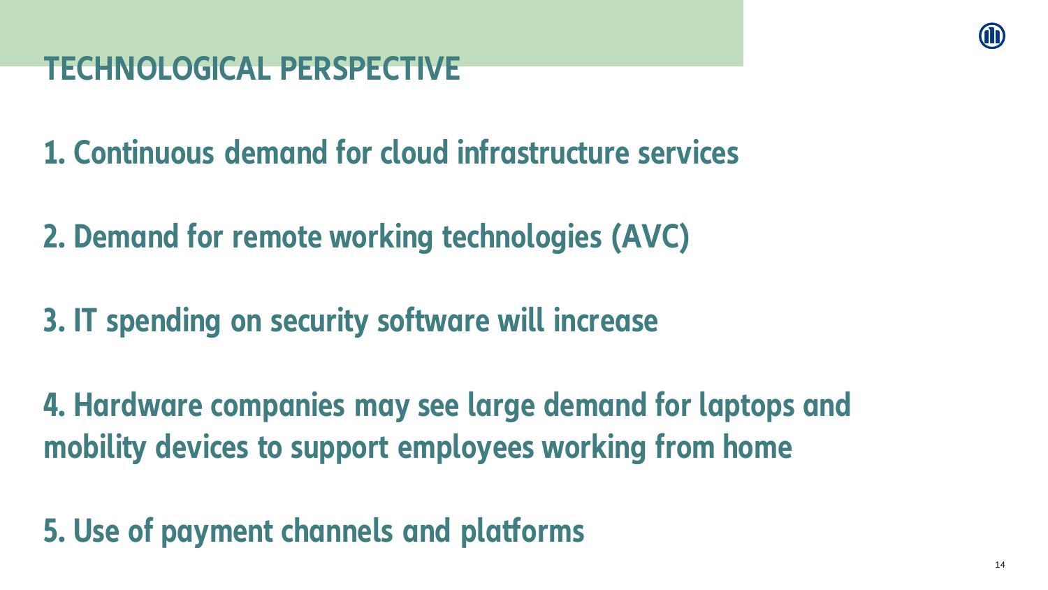# TECHNOLOGICAL PERSPECTIVE

**1. Continuous demand for cloud infrastructure services**

**2. Demand for remote working technologies (AVC)**

**3. IT spending on security software will increase**

**4. Hardware companies may see large demand for laptops and mobility devices to support employees working from home**

**5. Use of payment channels and platforms**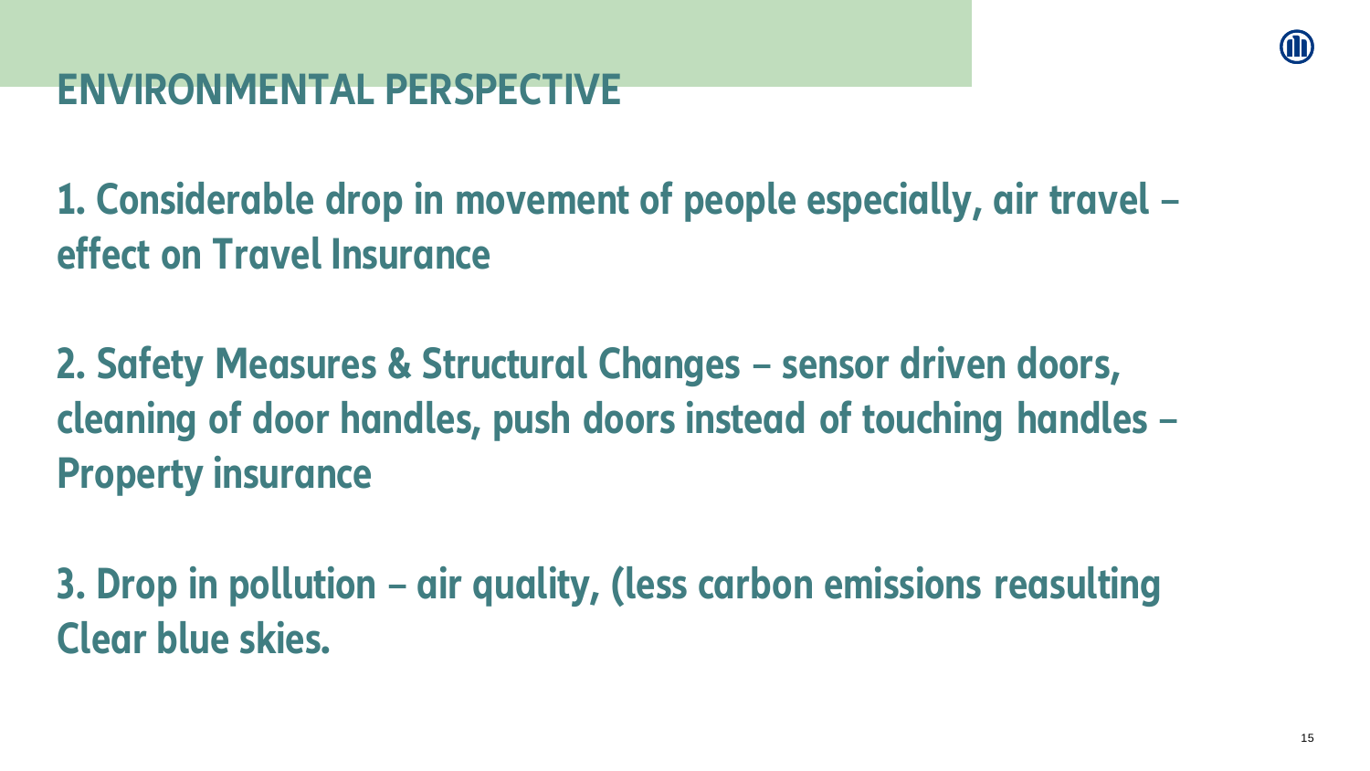# ENVIRONMENTAL PERSPECTIVE

**1. Considerable drop in movement of people especially, air travel – effect on Travel Insurance**

**2. Safety Measures & Structural Changes – sensor driven doors, cleaning of door handles, push doors instead of touching handles – Property insurance**

**3. Drop in pollution – air quality, (less carbon emissions reasulting Clear blue skies.**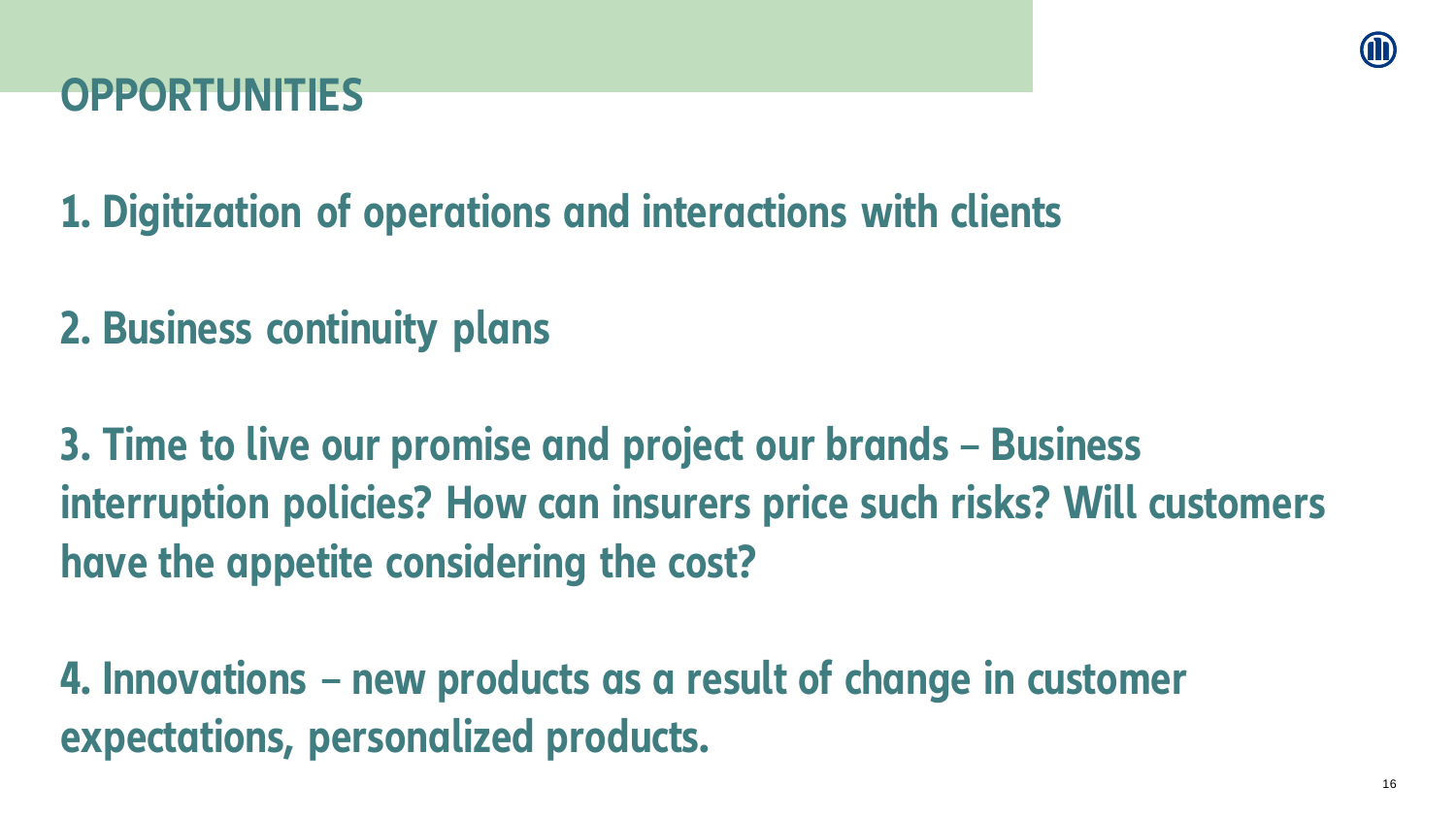# OPPORTUNITIES

1. Digitization of operations and interactions with clients

2. Business continuity plans

3. Time to live our promise and project our brands – Business interruption policies? How can insurers price such risks? Will customers have the appetite considering the cost?

4. Innovations – new products as a result of change in customer expectations, personalized products.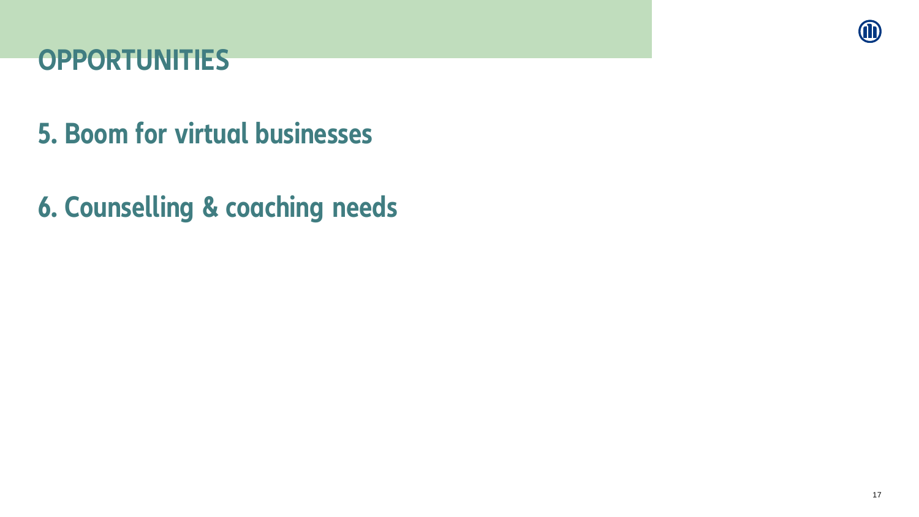# OPPORTUNITIES

## 5. Boom for virtual businesses

## 6. Counselling & coaching needs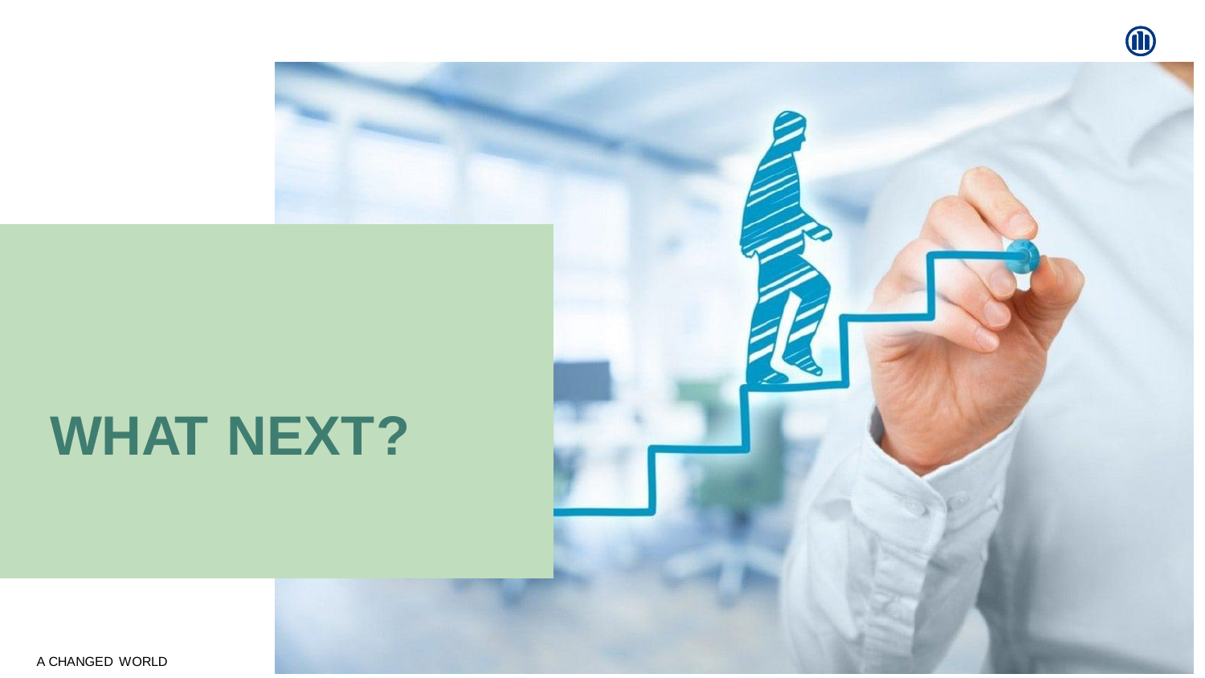# WHAT NEXT?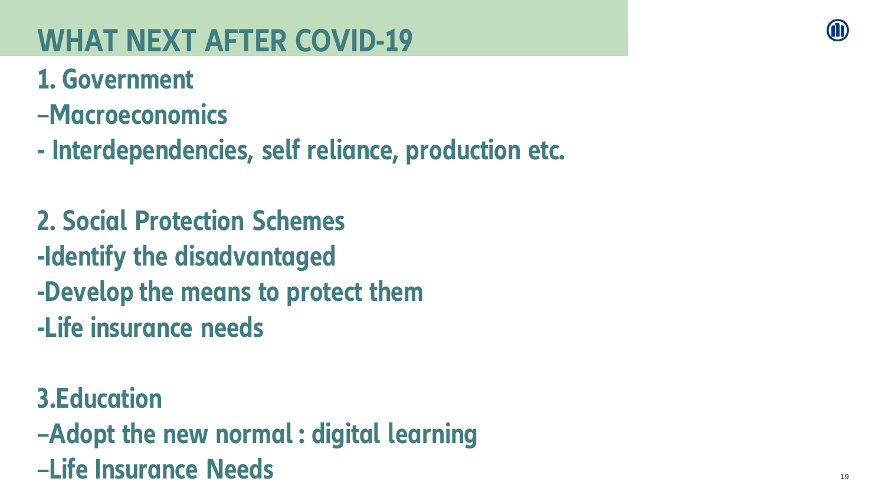# WHAT NEXT AFTER COVID-19

**1. Government**

**–Macroeconomics**

**- Interdependencies, self reliance, production etc.**

**2. Social Protection Schemes**

**-Identify the disadvantaged**

**-Develop the means to protect them**

**-Life insurance needs**

**3.Education**

**–Adopt the new normal : digital learning**

**–Life Insurance Needs**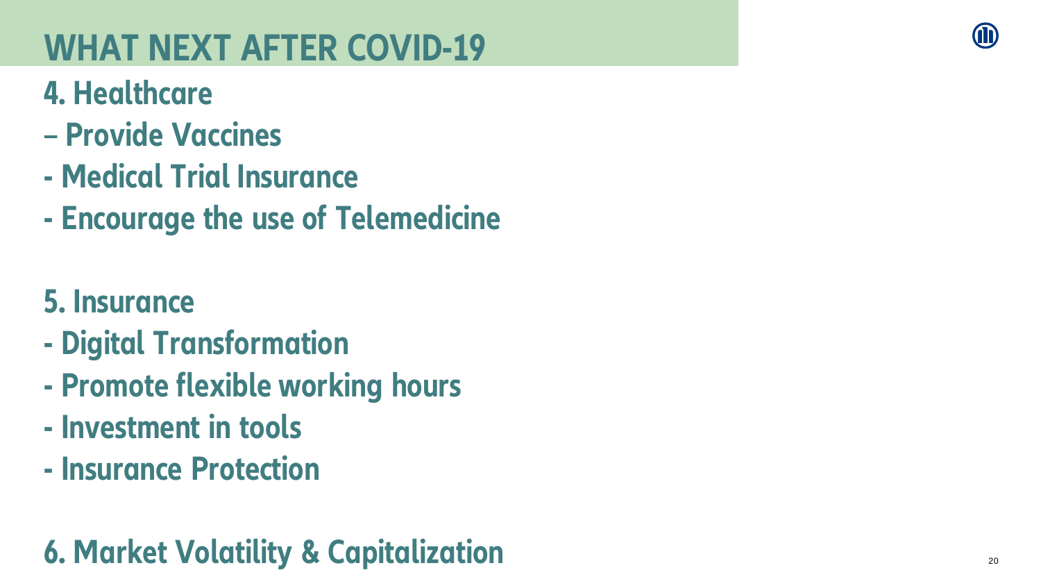# WHAT NEXT AFTER COVID-19

## 4. Healthcare

– Provide Vaccines

- Medical Trial Insurance
- Encourage the use of Telemedicine

## 5. Insurance

- Digital Transformation
- Promote flexible working hours
- Investment in tools
- Insurance Protection

## 6. Market Volatility & Capitalization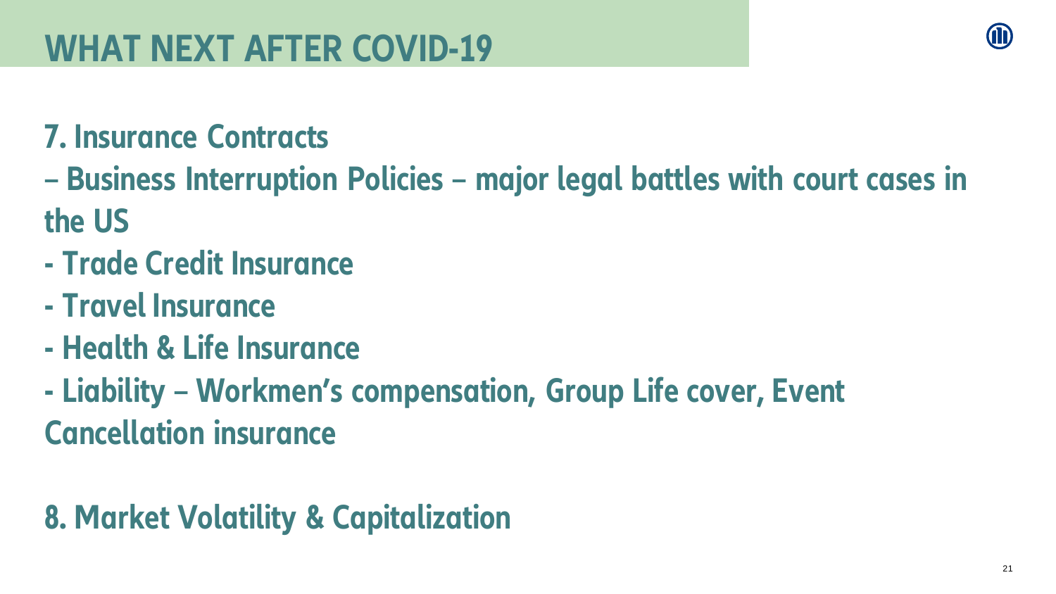# WHAT NEXT AFTER COVID-19

## 7. Insurance Contracts

– Business Interruption Policies – major legal battles with court cases in the US

- Trade Credit Insurance
- Travel Insurance
- Health & Life Insurance
- Liability – Workmen's compensation, Group Life cover, Event Cancellation insurance

## 8. Market Volatility & Capitalization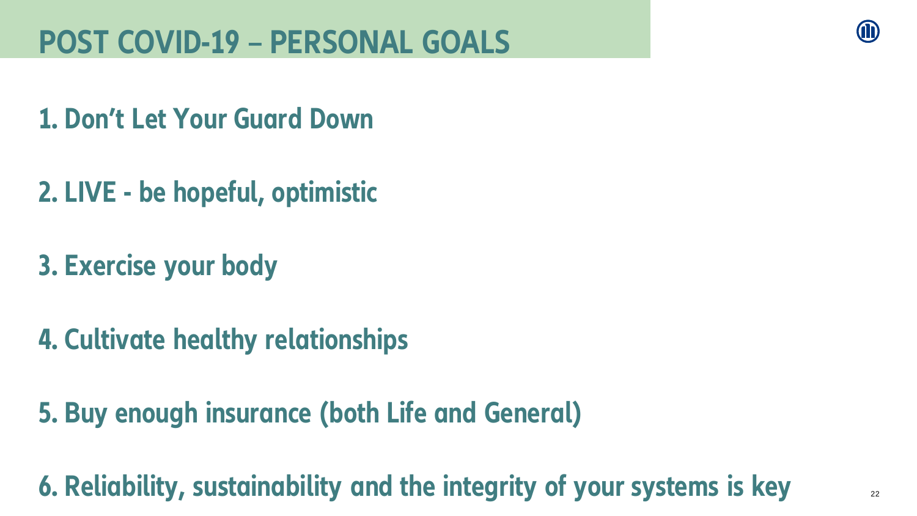# POST COVID-19 – PERSONAL GOALS

1. Don't Let Your Guard Down

2. LIVE - be hopeful, optimistic

3. Exercise your body

4. Cultivate healthy relationships

5. Buy enough insurance (both Life and General)

6. Reliability, sustainability and the integrity of your systems is key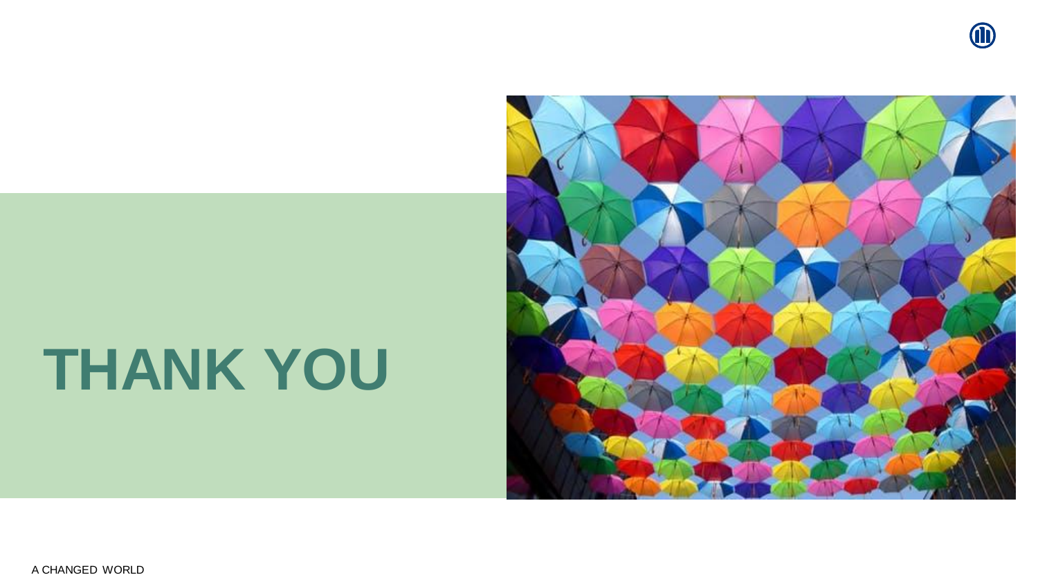# THANK YOU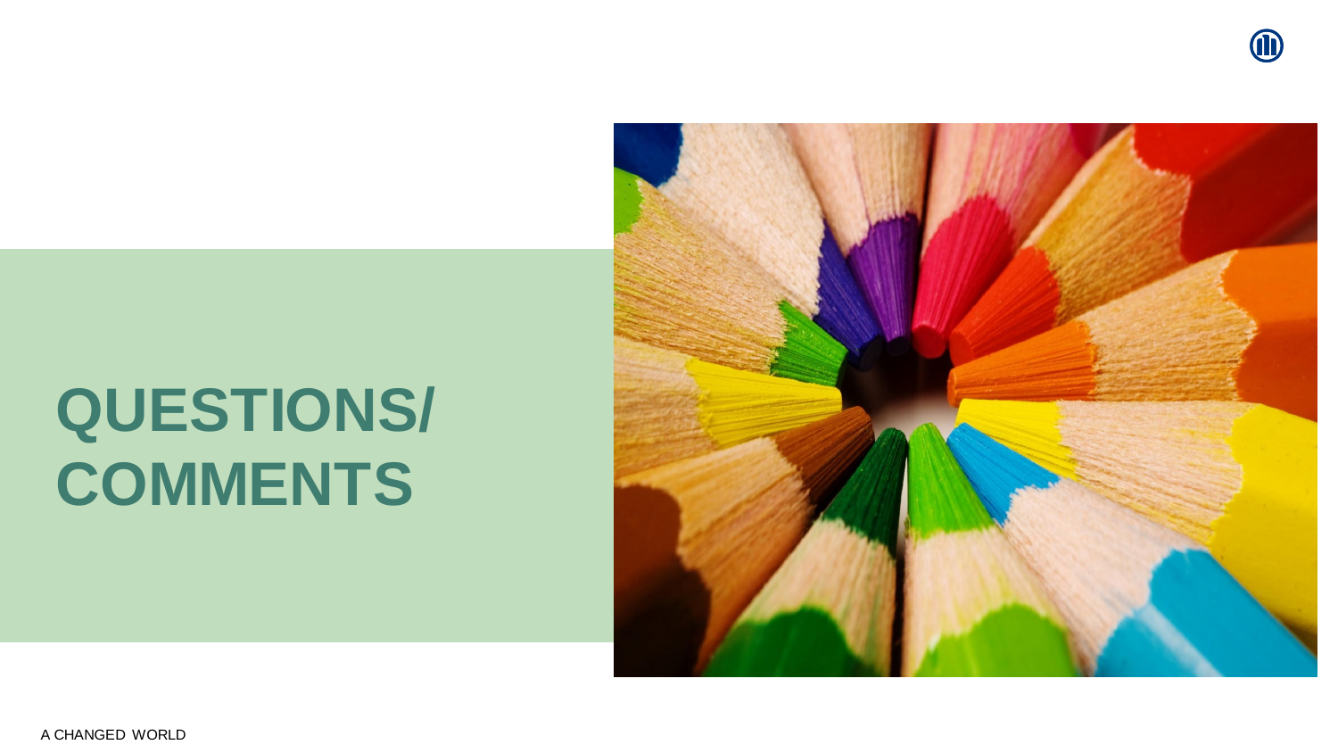# QUESTIONS/ COMMENTS